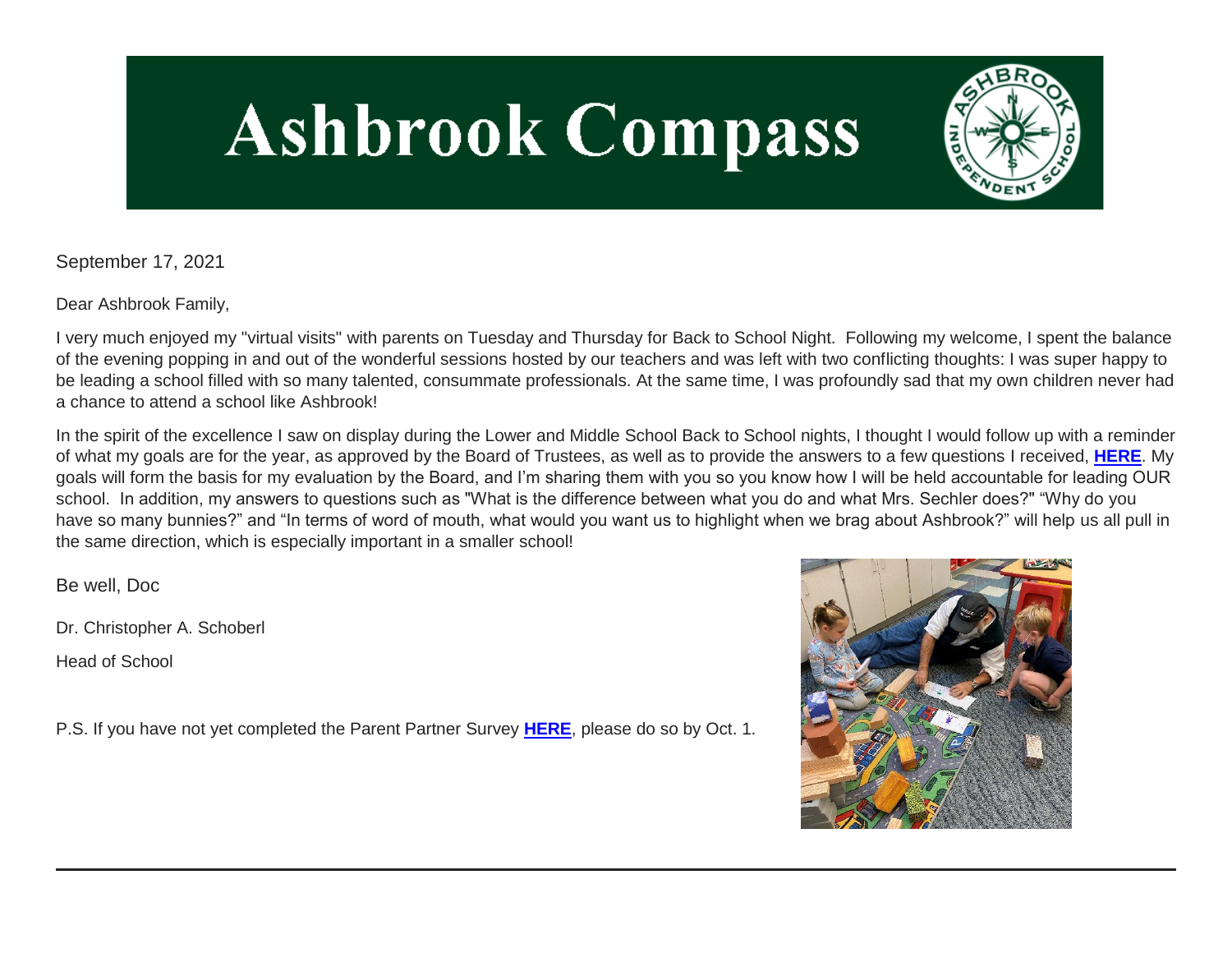# Ashbrook Compass

September 17, 2021

Dear Ashbrook Family,

I very much enjoyed my "virtual visits" with parents on Tuesday and Thursday for Back to School Night. Following my welcome, I spent the balance of the evening popping in and out of the wonderful sessions hosted by our teachers and was left with two conflicting thoughts: I was super happy to be leading a school filled with so many talented, consummate professionals. At the same time, I was profoundly sad that my own children never had a chance to attend a school like Ashbrook!

In the spirit of the excellence I saw on display during the Lower and Middle School Back to School nights, I thought I would follow up with a reminder of what my goals are for the year, as approved by the Board of Trustees, as well as to provide the answers to a few questions I received, **HERE**. My goals will form the basis for my evaluation by the Board, and I'm sharing them with you so you know how I will be held accountable for leading OUR school. In addition, my answers to questions such as "What is the difference between what you do and what Mrs. Sechler does?" "Why do you have so many bunnies?" and "In terms of word of mouth, what would you want us to highlight when we brag about Ashbrook?" will help us all pull in the same direction, which is especially important in a smaller school!

Be well, Doc

Dr. Christopher A. Schoberl

Head of School

P.S. If you have not yet completed the Parent Partner Survey **HERE**, please do so by Oct. 1.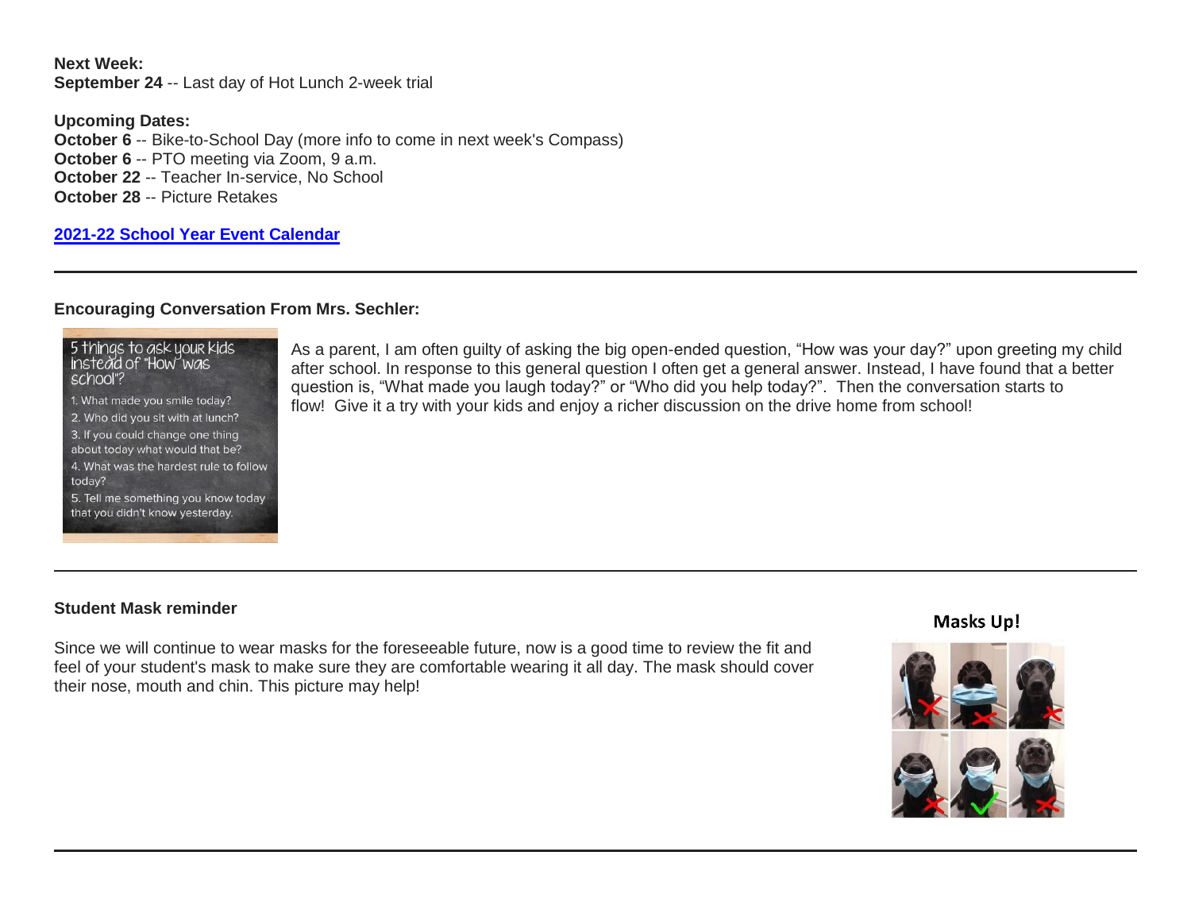**Next Week:**
**September 24** -- Last day of Hot Lunch 2-week trial

**Upcoming Dates:**
**October 6** -- Bike-to-School Day (more info to come in next week's Compass)
**October 6** -- PTO meeting via Zoom, 9 a.m.
**October 22** -- Teacher In-service, No School
**October 28** -- Picture Retakes

[**2021-22 School Year Event Calendar**]()

---

**Encouraging Conversation From Mrs. Sechler:**

5 things to ask your kids instead of "How was school"?

1. What made you smile today?
2. Who did you sit with at lunch?
3. If you could change one thing about today what would that be?
4. What was the hardest rule to follow today?
5. Tell me something you know today that you didn't know yesterday.

As a parent, I am often guilty of asking the big open-ended question, "How was your day?" upon greeting my child after school. In response to this general question I often get a general answer. Instead, I have found that a better question is, "What made you laugh today?" or "Who did you help today?". Then the conversation starts to flow! Give it a try with your kids and enjoy a richer discussion on the drive home from school!

---

**Student Mask reminder**

Since we will continue to wear masks for the foreseeable future, now is a good time to review the fit and feel of your student's mask to make sure they are comfortable wearing it all day. The mask should cover their nose, mouth and chin. This picture may help!

Masks Up!

---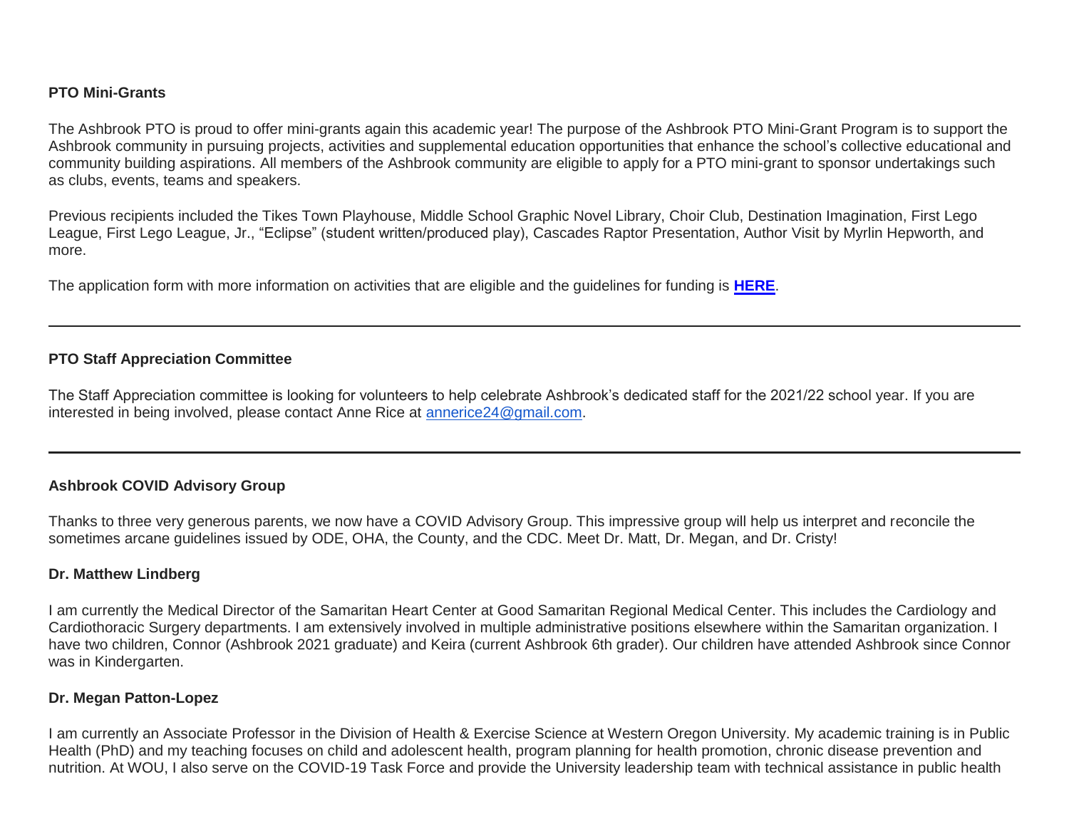**PTO Mini-Grants**

The Ashbrook PTO is proud to offer mini-grants again this academic year! The purpose of the Ashbrook PTO Mini-Grant Program is to support the Ashbrook community in pursuing projects, activities and supplemental education opportunities that enhance the school's collective educational and community building aspirations. All members of the Ashbrook community are eligible to apply for a PTO mini-grant to sponsor undertakings such as clubs, events, teams and speakers.

Previous recipients included the Tikes Town Playhouse, Middle School Graphic Novel Library, Choir Club, Destination Imagination, First Lego League, First Lego League, Jr., "Eclipse" (student written/produced play), Cascades Raptor Presentation, Author Visit by Myrlin Hepworth, and more.

The application form with more information on activities that are eligible and the guidelines for funding is **HERE**.

---

**PTO Staff Appreciation Committee**

The Staff Appreciation committee is looking for volunteers to help celebrate Ashbrook's dedicated staff for the 2021/22 school year. If you are interested in being involved, please contact Anne Rice at annerice24@gmail.com.

---

**Ashbrook COVID Advisory Group**

Thanks to three very generous parents, we now have a COVID Advisory Group. This impressive group will help us interpret and reconcile the sometimes arcane guidelines issued by ODE, OHA, the County, and the CDC. Meet Dr. Matt, Dr. Megan, and Dr. Cristy!

**Dr. Matthew Lindberg**

I am currently the Medical Director of the Samaritan Heart Center at Good Samaritan Regional Medical Center. This includes the Cardiology and Cardiothoracic Surgery departments. I am extensively involved in multiple administrative positions elsewhere within the Samaritan organization. I have two children, Connor (Ashbrook 2021 graduate) and Keira (current Ashbrook 6th grader). Our children have attended Ashbrook since Connor was in Kindergarten.

**Dr. Megan Patton-Lopez**

I am currently an Associate Professor in the Division of Health & Exercise Science at Western Oregon University. My academic training is in Public Health (PhD) and my teaching focuses on child and adolescent health, program planning for health promotion, chronic disease prevention and nutrition. At WOU, I also serve on the COVID-19 Task Force and provide the University leadership team with technical assistance in public health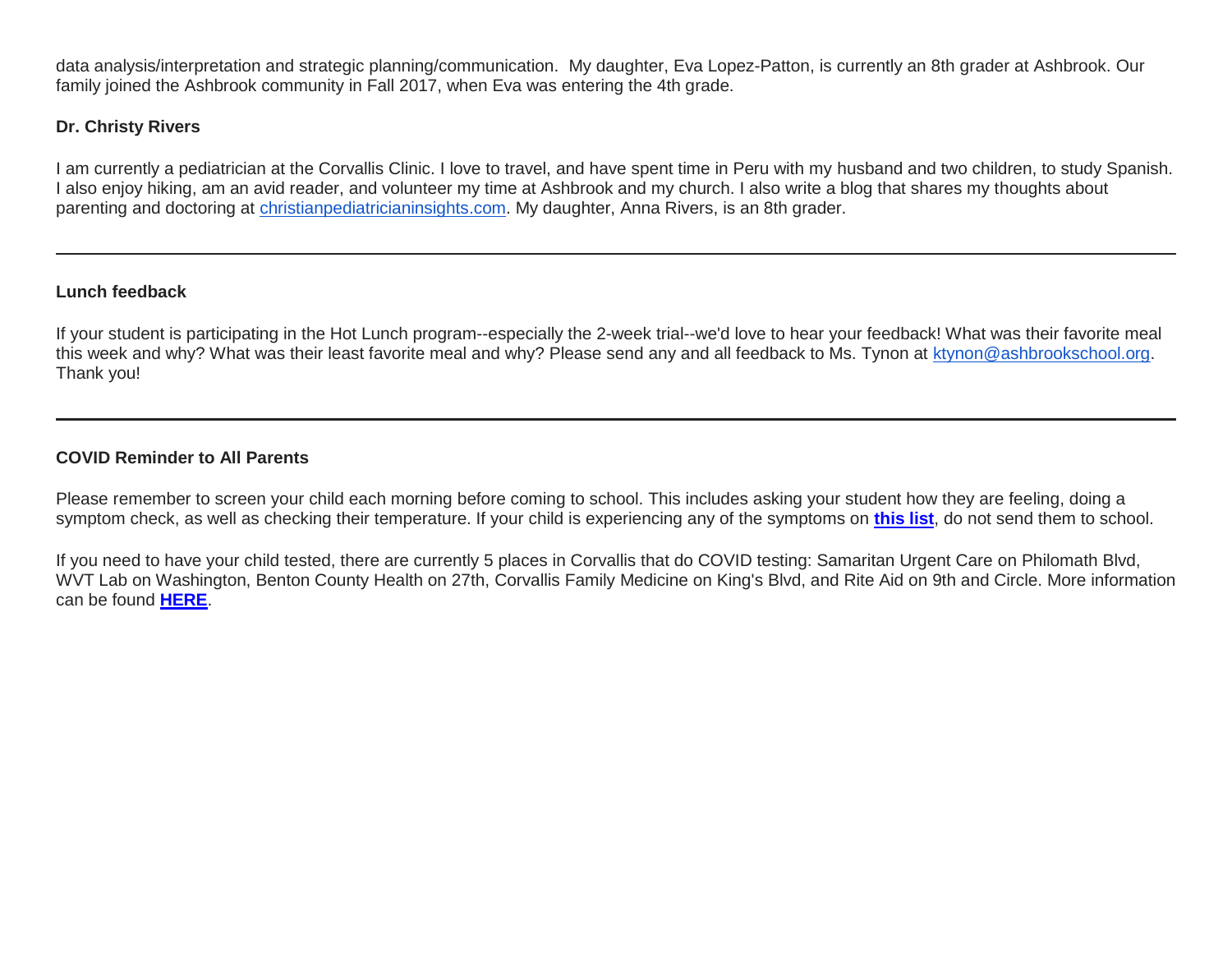data analysis/interpretation and strategic planning/communication.  My daughter, Eva Lopez-Patton, is currently an 8th grader at Ashbrook. Our family joined the Ashbrook community in Fall 2017, when Eva was entering the 4th grade.

**Dr. Christy Rivers**

I am currently a pediatrician at the Corvallis Clinic. I love to travel, and have spent time in Peru with my husband and two children, to study Spanish. I also enjoy hiking, am an avid reader, and volunteer my time at Ashbrook and my church. I also write a blog that shares my thoughts about parenting and doctoring at christianpediatricianinsights.com. My daughter, Anna Rivers, is an 8th grader.

---

**Lunch feedback**

If your student is participating in the Hot Lunch program--especially the 2-week trial--we'd love to hear your feedback! What was their favorite meal this week and why? What was their least favorite meal and why? Please send any and all feedback to Ms. Tynon at ktynon@ashbrookschool.org. Thank you!

---

**COVID Reminder to All Parents**

Please remember to screen your child each morning before coming to school. This includes asking your student how they are feeling, doing a symptom check, as well as checking their temperature. If your child is experiencing any of the symptoms on **this list**, do not send them to school.

If you need to have your child tested, there are currently 5 places in Corvallis that do COVID testing: Samaritan Urgent Care on Philomath Blvd, WVT Lab on Washington, Benton County Health on 27th, Corvallis Family Medicine on King's Blvd, and Rite Aid on 9th and Circle. More information can be found **HERE**.